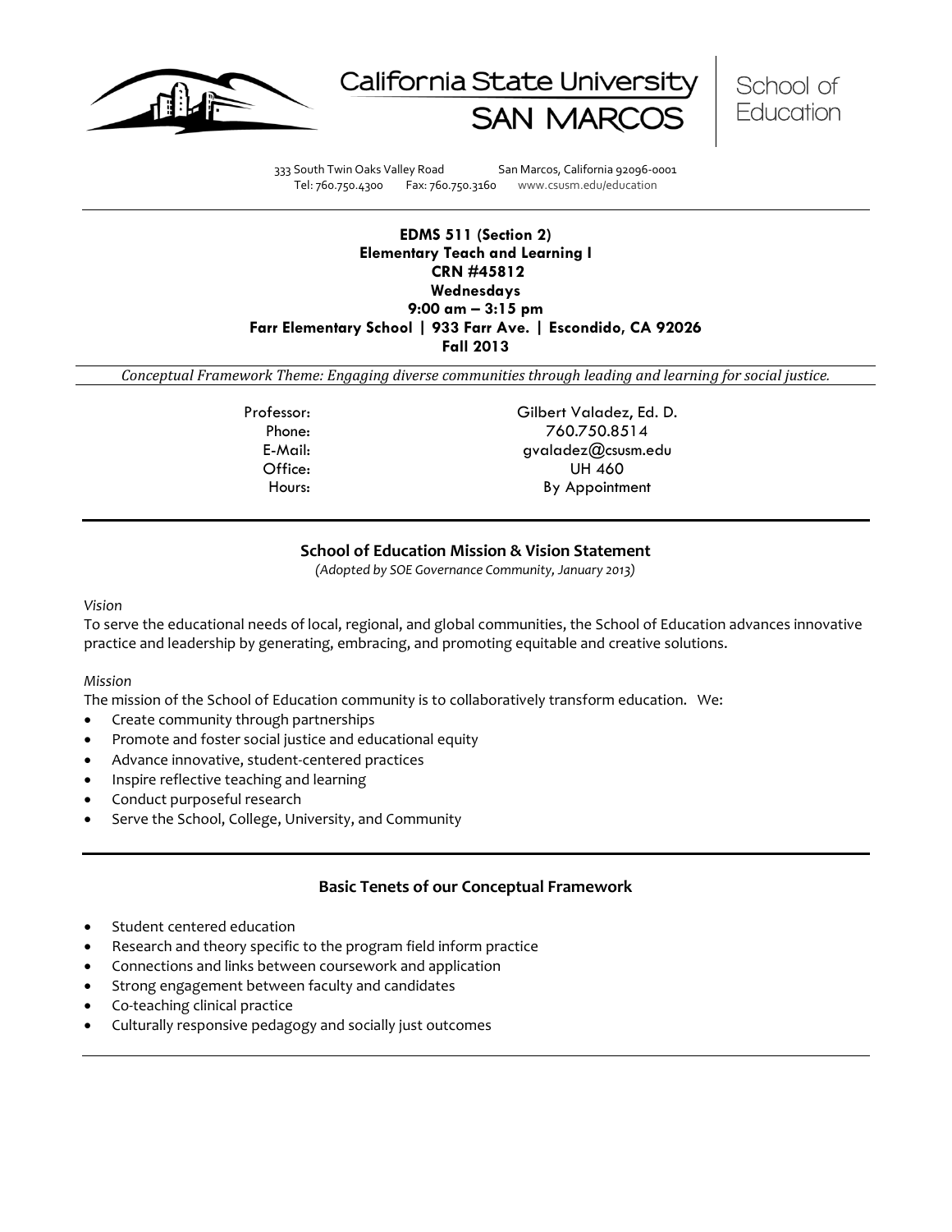California State University SAN MARCOS | School of Education

333 South Twin Oaks Valley Road San Marcos, California 92096-0001
Tel: 760.750.4300 Fax: 760.750.3160 www.csusm.edu/education

**EDMS 511 (Section 2)**
**Elementary Teach and Learning I**
**CRN #45812**
**Wednesdays**
**9:00 am – 3:15 pm**
**Farr Elementary School | 933 Farr Ave. | Escondido, CA 92026**
**Fall 2013**

*Conceptual Framework Theme: Engaging diverse communities through leading and learning for social justice.*

| | |
|---|---|
| Professor: | Gilbert Valadez, Ed. D. |
| Phone: | 760.750.8514 |
| E-Mail: | gvaladez@csusm.edu |
| Office: | UH 460 |
| Hours: | By Appointment |

## School of Education Mission & Vision Statement

*(Adopted by SOE Governance Community, January 2013)*

*Vision*

To serve the educational needs of local, regional, and global communities, the School of Education advances innovative practice and leadership by generating, embracing, and promoting equitable and creative solutions.

*Mission*

The mission of the School of Education community is to collaboratively transform education. We:

- Create community through partnerships
- Promote and foster social justice and educational equity
- Advance innovative, student-centered practices
- Inspire reflective teaching and learning
- Conduct purposeful research
- Serve the School, College, University, and Community

## Basic Tenets of our Conceptual Framework

- Student centered education
- Research and theory specific to the program field inform practice
- Connections and links between coursework and application
- Strong engagement between faculty and candidates
- Co-teaching clinical practice
- Culturally responsive pedagogy and socially just outcomes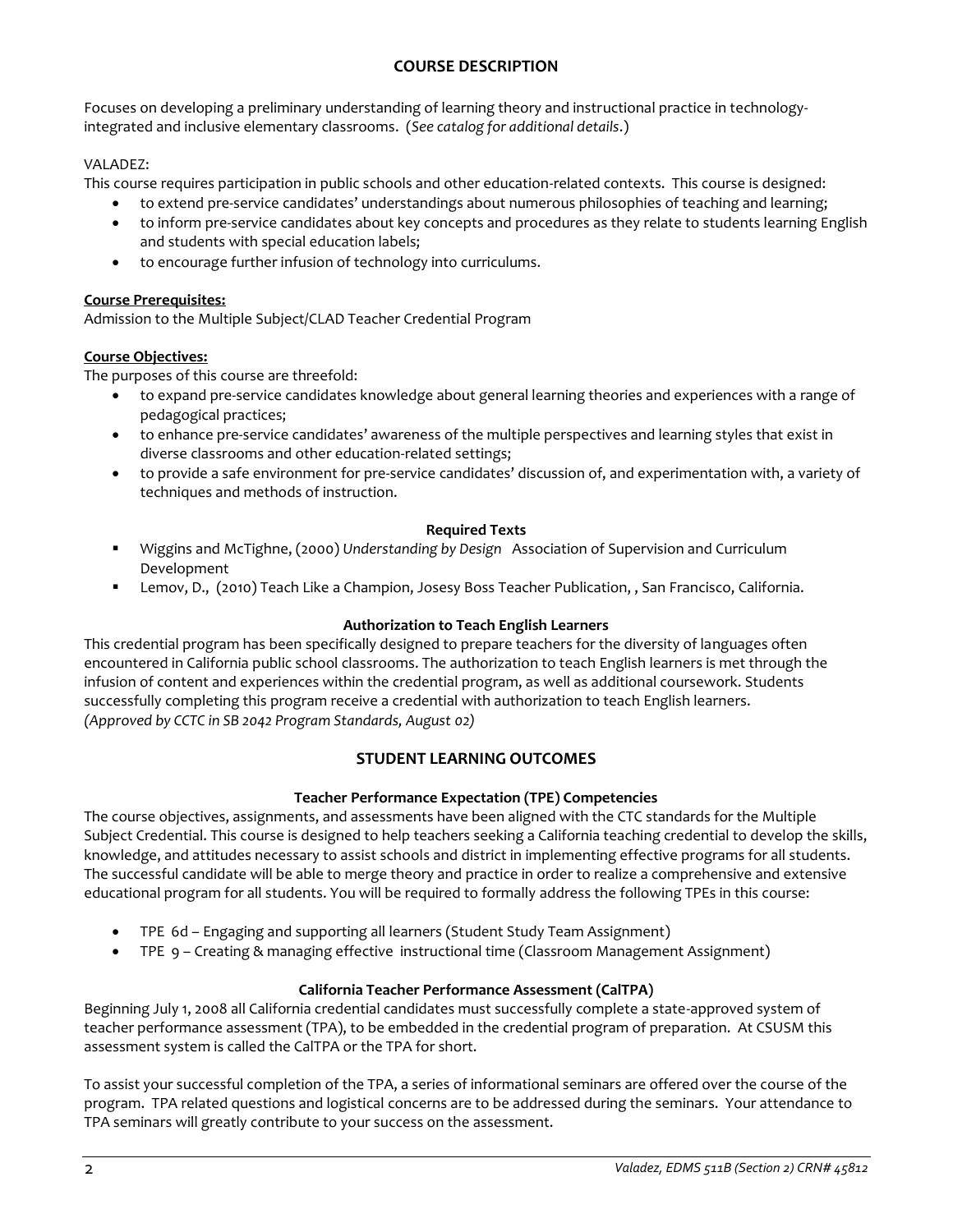## COURSE DESCRIPTION

Focuses on developing a preliminary understanding of learning theory and instructional practice in technology-integrated and inclusive elementary classrooms. (*See catalog for additional details*.)

VALADEZ:
This course requires participation in public schools and other education-related contexts. This course is designed:

- to extend pre-service candidates' understandings about numerous philosophies of teaching and learning;
- to inform pre-service candidates about key concepts and procedures as they relate to students learning English and students with special education labels;
- to encourage further infusion of technology into curriculums.

**Course Prerequisites:**
Admission to the Multiple Subject/CLAD Teacher Credential Program

**Course Objectives:**
The purposes of this course are threefold:

- to expand pre-service candidates knowledge about general learning theories and experiences with a range of pedagogical practices;
- to enhance pre-service candidates' awareness of the multiple perspectives and learning styles that exist in diverse classrooms and other education-related settings;
- to provide a safe environment for pre-service candidates' discussion of, and experimentation with, a variety of techniques and methods of instruction.

### Required Texts

- Wiggins and McTighne, (2000) *Understanding by Design* Association of Supervision and Curriculum Development
- Lemov, D., (2010) Teach Like a Champion, Josesy Boss Teacher Publication, , San Francisco, California.

### Authorization to Teach English Learners

This credential program has been specifically designed to prepare teachers for the diversity of languages often encountered in California public school classrooms. The authorization to teach English learners is met through the infusion of content and experiences within the credential program, as well as additional coursework. Students successfully completing this program receive a credential with authorization to teach English learners.
*(Approved by CCTC in SB 2042 Program Standards, August 02)*

## STUDENT LEARNING OUTCOMES

### Teacher Performance Expectation (TPE) Competencies

The course objectives, assignments, and assessments have been aligned with the CTC standards for the Multiple Subject Credential. This course is designed to help teachers seeking a California teaching credential to develop the skills, knowledge, and attitudes necessary to assist schools and district in implementing effective programs for all students. The successful candidate will be able to merge theory and practice in order to realize a comprehensive and extensive educational program for all students. You will be required to formally address the following TPEs in this course:

- TPE 6d – Engaging and supporting all learners (Student Study Team Assignment)
- TPE 9 – Creating & managing effective instructional time (Classroom Management Assignment)

### California Teacher Performance Assessment (CalTPA)

Beginning July 1, 2008 all California credential candidates must successfully complete a state-approved system of teacher performance assessment (TPA), to be embedded in the credential program of preparation. At CSUSM this assessment system is called the CalTPA or the TPA for short.

To assist your successful completion of the TPA, a series of informational seminars are offered over the course of the program. TPA related questions and logistical concerns are to be addressed during the seminars. Your attendance to TPA seminars will greatly contribute to your success on the assessment.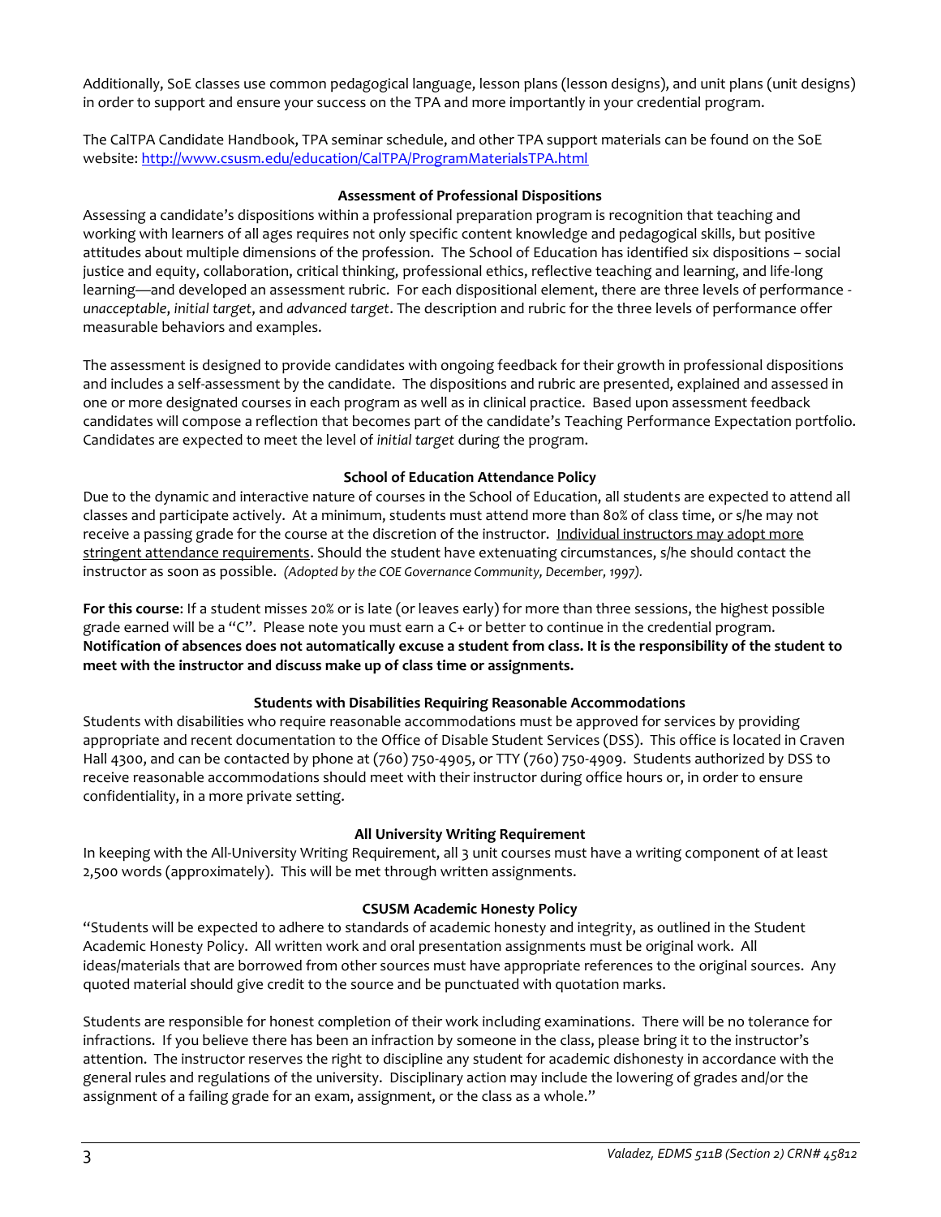Additionally, SoE classes use common pedagogical language, lesson plans (lesson designs), and unit plans (unit designs) in order to support and ensure your success on the TPA and more importantly in your credential program.

The CalTPA Candidate Handbook, TPA seminar schedule, and other TPA support materials can be found on the SoE website: http://www.csusm.edu/education/CalTPA/ProgramMaterialsTPA.html

### Assessment of Professional Dispositions

Assessing a candidate's dispositions within a professional preparation program is recognition that teaching and working with learners of all ages requires not only specific content knowledge and pedagogical skills, but positive attitudes about multiple dimensions of the profession. The School of Education has identified six dispositions – social justice and equity, collaboration, critical thinking, professional ethics, reflective teaching and learning, and life-long learning—and developed an assessment rubric. For each dispositional element, there are three levels of performance - *unacceptable*, *initial target*, and *advanced target*. The description and rubric for the three levels of performance offer measurable behaviors and examples.

The assessment is designed to provide candidates with ongoing feedback for their growth in professional dispositions and includes a self-assessment by the candidate. The dispositions and rubric are presented, explained and assessed in one or more designated courses in each program as well as in clinical practice. Based upon assessment feedback candidates will compose a reflection that becomes part of the candidate's Teaching Performance Expectation portfolio. Candidates are expected to meet the level of *initial target* during the program.

### School of Education Attendance Policy

Due to the dynamic and interactive nature of courses in the School of Education, all students are expected to attend all classes and participate actively. At a minimum, students must attend more than 80% of class time, or s/he may not receive a passing grade for the course at the discretion of the instructor. Individual instructors may adopt more stringent attendance requirements. Should the student have extenuating circumstances, s/he should contact the instructor as soon as possible. *(Adopted by the COE Governance Community, December, 1997).*

**For this course**: If a student misses 20% or is late (or leaves early) for more than three sessions, the highest possible grade earned will be a "C". Please note you must earn a C+ or better to continue in the credential program. **Notification of absences does not automatically excuse a student from class. It is the responsibility of the student to meet with the instructor and discuss make up of class time or assignments.**

### Students with Disabilities Requiring Reasonable Accommodations

Students with disabilities who require reasonable accommodations must be approved for services by providing appropriate and recent documentation to the Office of Disable Student Services (DSS). This office is located in Craven Hall 4300, and can be contacted by phone at (760) 750-4905, or TTY (760) 750-4909. Students authorized by DSS to receive reasonable accommodations should meet with their instructor during office hours or, in order to ensure confidentiality, in a more private setting.

### All University Writing Requirement

In keeping with the All-University Writing Requirement, all 3 unit courses must have a writing component of at least 2,500 words (approximately). This will be met through written assignments.

### CSUSM Academic Honesty Policy

"Students will be expected to adhere to standards of academic honesty and integrity, as outlined in the Student Academic Honesty Policy. All written work and oral presentation assignments must be original work. All ideas/materials that are borrowed from other sources must have appropriate references to the original sources. Any quoted material should give credit to the source and be punctuated with quotation marks.

Students are responsible for honest completion of their work including examinations. There will be no tolerance for infractions. If you believe there has been an infraction by someone in the class, please bring it to the instructor's attention. The instructor reserves the right to discipline any student for academic dishonesty in accordance with the general rules and regulations of the university. Disciplinary action may include the lowering of grades and/or the assignment of a failing grade for an exam, assignment, or the class as a whole."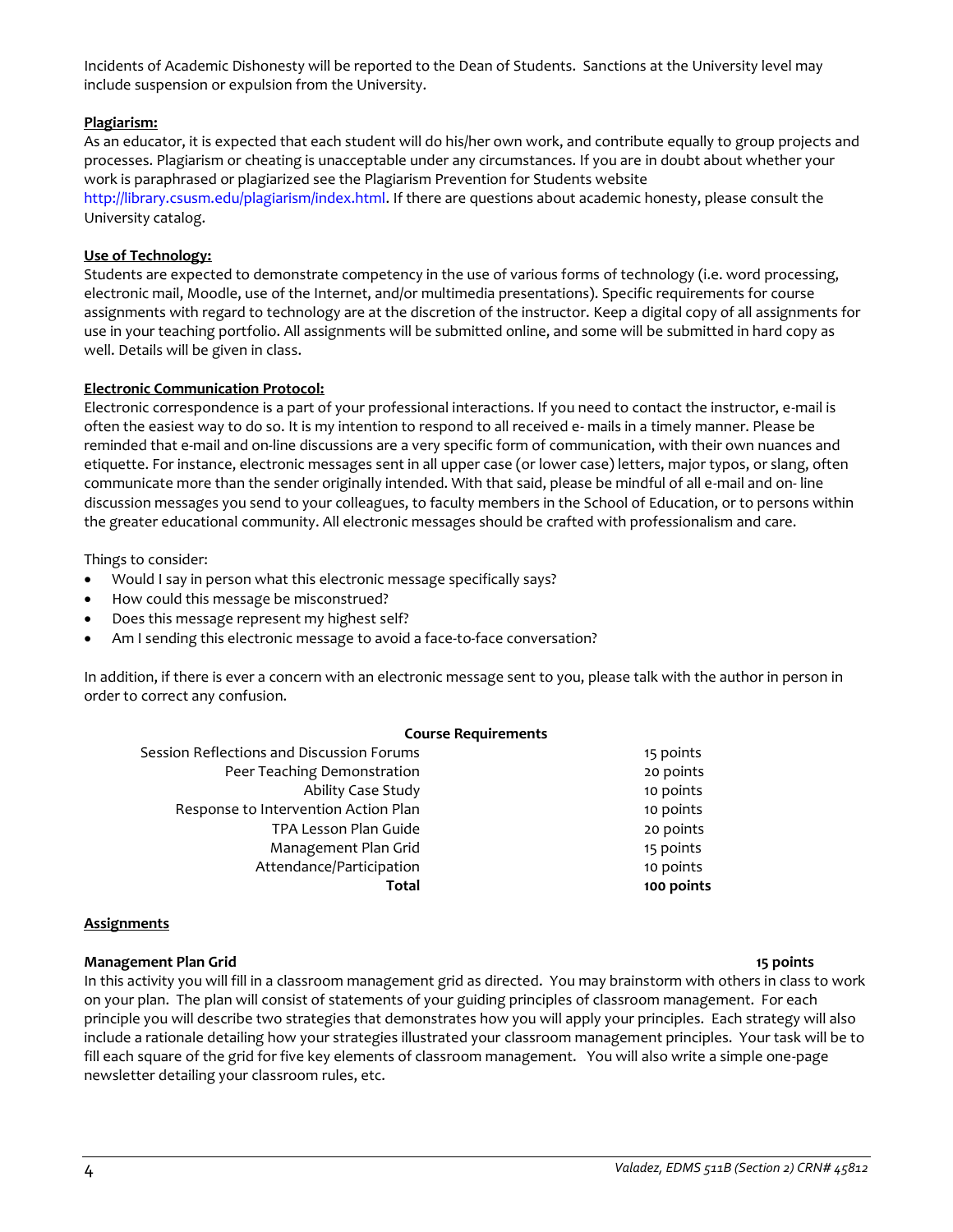Incidents of Academic Dishonesty will be reported to the Dean of Students. Sanctions at the University level may include suspension or expulsion from the University.

**Plagiarism:**

As an educator, it is expected that each student will do his/her own work, and contribute equally to group projects and processes. Plagiarism or cheating is unacceptable under any circumstances. If you are in doubt about whether your work is paraphrased or plagiarized see the Plagiarism Prevention for Students website http://library.csusm.edu/plagiarism/index.html. If there are questions about academic honesty, please consult the University catalog.

**Use of Technology:**

Students are expected to demonstrate competency in the use of various forms of technology (i.e. word processing, electronic mail, Moodle, use of the Internet, and/or multimedia presentations). Specific requirements for course assignments with regard to technology are at the discretion of the instructor. Keep a digital copy of all assignments for use in your teaching portfolio. All assignments will be submitted online, and some will be submitted in hard copy as well. Details will be given in class.

**Electronic Communication Protocol:**

Electronic correspondence is a part of your professional interactions. If you need to contact the instructor, e-mail is often the easiest way to do so. It is my intention to respond to all received e- mails in a timely manner. Please be reminded that e-mail and on-line discussions are a very specific form of communication, with their own nuances and etiquette. For instance, electronic messages sent in all upper case (or lower case) letters, major typos, or slang, often communicate more than the sender originally intended. With that said, please be mindful of all e-mail and on- line discussion messages you send to your colleagues, to faculty members in the School of Education, or to persons within the greater educational community. All electronic messages should be crafted with professionalism and care.

Things to consider:

- Would I say in person what this electronic message specifically says?
- How could this message be misconstrued?
- Does this message represent my highest self?
- Am I sending this electronic message to avoid a face-to-face conversation?

In addition, if there is ever a concern with an electronic message sent to you, please talk with the author in person in order to correct any confusion.

**Course Requirements**

| Requirement | Points |
|---|---|
| Session Reflections and Discussion Forums | 15 points |
| Peer Teaching Demonstration | 20 points |
| Ability Case Study | 10 points |
| Response to Intervention Action Plan | 10 points |
| TPA Lesson Plan Guide | 20 points |
| Management Plan Grid | 15 points |
| Attendance/Participation | 10 points |
| **Total** | **100 points** |

**Assignments**

**Management Plan Grid** **15 points**

In this activity you will fill in a classroom management grid as directed. You may brainstorm with others in class to work on your plan. The plan will consist of statements of your guiding principles of classroom management. For each principle you will describe two strategies that demonstrates how you will apply your principles. Each strategy will also include a rationale detailing how your strategies illustrated your classroom management principles. Your task will be to fill each square of the grid for five key elements of classroom management. You will also write a simple one-page newsletter detailing your classroom rules, etc.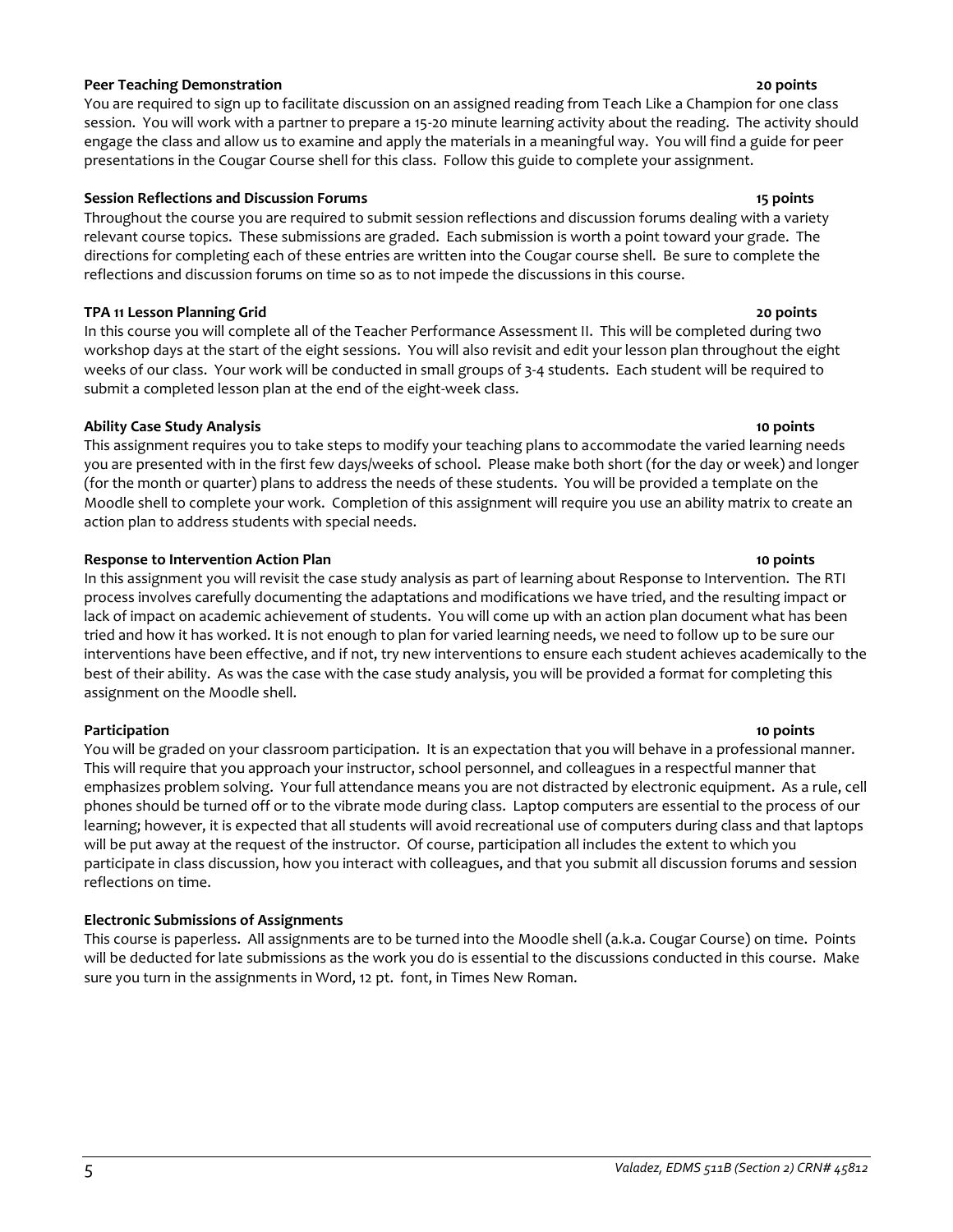**Peer Teaching Demonstration** **20 points**

You are required to sign up to facilitate discussion on an assigned reading from Teach Like a Champion for one class session. You will work with a partner to prepare a 15-20 minute learning activity about the reading. The activity should engage the class and allow us to examine and apply the materials in a meaningful way. You will find a guide for peer presentations in the Cougar Course shell for this class. Follow this guide to complete your assignment.

**Session Reflections and Discussion Forums** **15 points**

Throughout the course you are required to submit session reflections and discussion forums dealing with a variety relevant course topics. These submissions are graded. Each submission is worth a point toward your grade. The directions for completing each of these entries are written into the Cougar course shell. Be sure to complete the reflections and discussion forums on time so as to not impede the discussions in this course.

**TPA 11 Lesson Planning Grid** **20 points**

In this course you will complete all of the Teacher Performance Assessment II. This will be completed during two workshop days at the start of the eight sessions. You will also revisit and edit your lesson plan throughout the eight weeks of our class. Your work will be conducted in small groups of 3-4 students. Each student will be required to submit a completed lesson plan at the end of the eight-week class.

**Ability Case Study Analysis** **10 points**

This assignment requires you to take steps to modify your teaching plans to accommodate the varied learning needs you are presented with in the first few days/weeks of school. Please make both short (for the day or week) and longer (for the month or quarter) plans to address the needs of these students. You will be provided a template on the Moodle shell to complete your work. Completion of this assignment will require you use an ability matrix to create an action plan to address students with special needs.

**Response to Intervention Action Plan** **10 points**

In this assignment you will revisit the case study analysis as part of learning about Response to Intervention. The RTI process involves carefully documenting the adaptations and modifications we have tried, and the resulting impact or lack of impact on academic achievement of students. You will come up with an action plan document what has been tried and how it has worked. It is not enough to plan for varied learning needs, we need to follow up to be sure our interventions have been effective, and if not, try new interventions to ensure each student achieves academically to the best of their ability. As was the case with the case study analysis, you will be provided a format for completing this assignment on the Moodle shell.

**Participation** **10 points**

You will be graded on your classroom participation. It is an expectation that you will behave in a professional manner. This will require that you approach your instructor, school personnel, and colleagues in a respectful manner that emphasizes problem solving. Your full attendance means you are not distracted by electronic equipment. As a rule, cell phones should be turned off or to the vibrate mode during class. Laptop computers are essential to the process of our learning; however, it is expected that all students will avoid recreational use of computers during class and that laptops will be put away at the request of the instructor. Of course, participation all includes the extent to which you participate in class discussion, how you interact with colleagues, and that you submit all discussion forums and session reflections on time.

**Electronic Submissions of Assignments**

This course is paperless. All assignments are to be turned into the Moodle shell (a.k.a. Cougar Course) on time. Points will be deducted for late submissions as the work you do is essential to the discussions conducted in this course. Make sure you turn in the assignments in Word, 12 pt. font, in Times New Roman.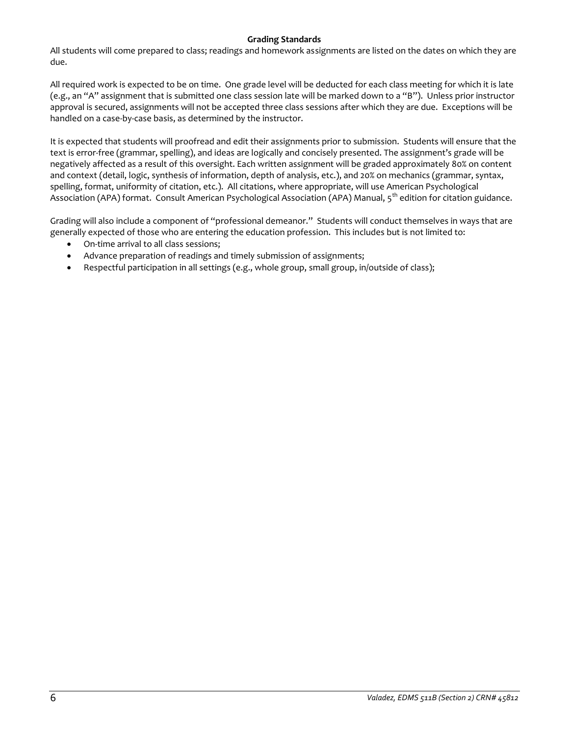**Grading Standards**

All students will come prepared to class; readings and homework assignments are listed on the dates on which they are due.

All required work is expected to be on time. One grade level will be deducted for each class meeting for which it is late (e.g., an "A" assignment that is submitted one class session late will be marked down to a "B"). Unless prior instructor approval is secured, assignments will not be accepted three class sessions after which they are due. Exceptions will be handled on a case-by-case basis, as determined by the instructor.

It is expected that students will proofread and edit their assignments prior to submission. Students will ensure that the text is error-free (grammar, spelling), and ideas are logically and concisely presented. The assignment's grade will be negatively affected as a result of this oversight. Each written assignment will be graded approximately 80% on content and context (detail, logic, synthesis of information, depth of analysis, etc.), and 20% on mechanics (grammar, syntax, spelling, format, uniformity of citation, etc.). All citations, where appropriate, will use American Psychological Association (APA) format. Consult American Psychological Association (APA) Manual, 5th edition for citation guidance.

Grading will also include a component of "professional demeanor." Students will conduct themselves in ways that are generally expected of those who are entering the education profession. This includes but is not limited to:

- On-time arrival to all class sessions;
- Advance preparation of readings and timely submission of assignments;
- Respectful participation in all settings (e.g., whole group, small group, in/outside of class);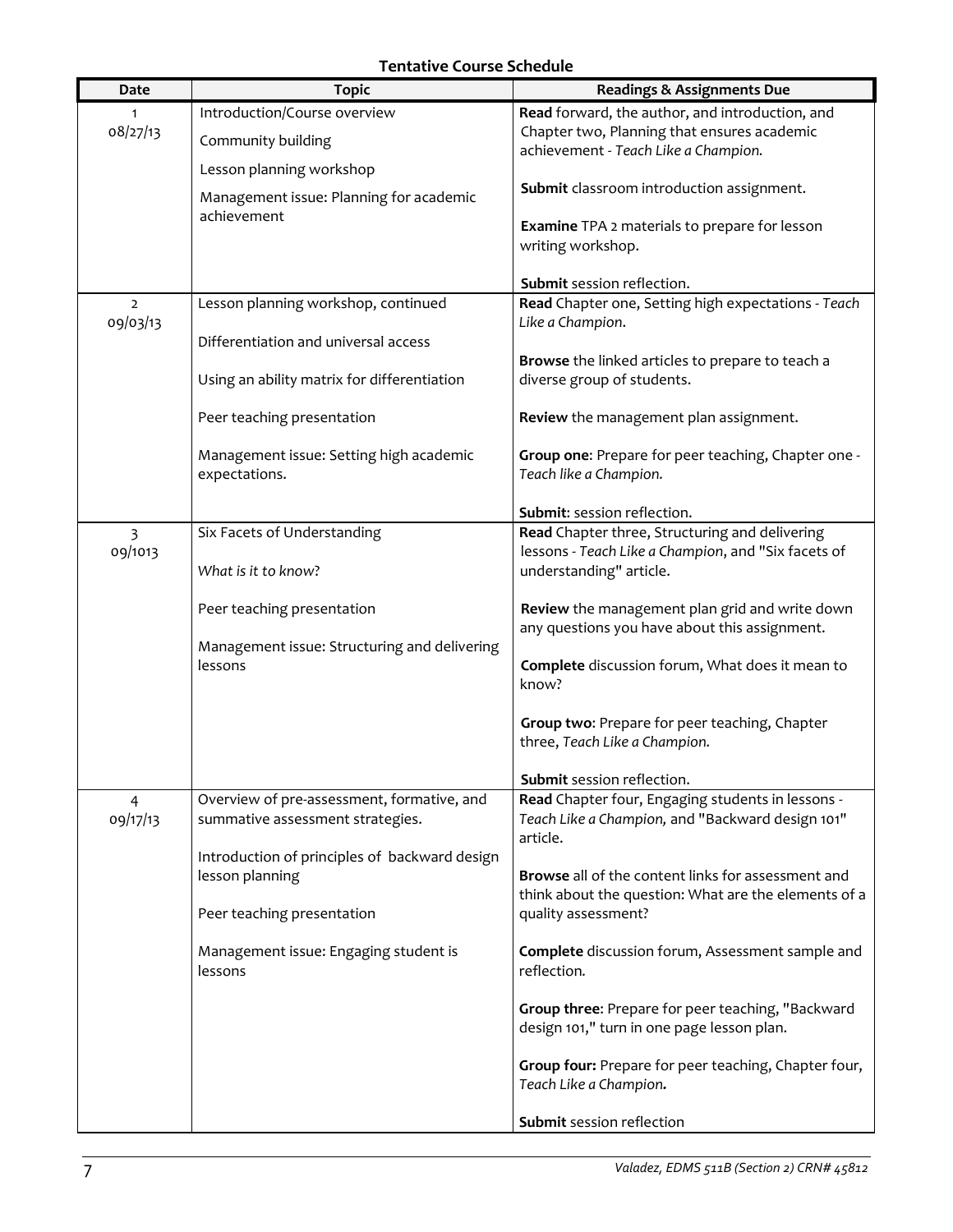**Tentative Course Schedule**

| Date | Topic | Readings & Assignments Due |
|---|---|---|
| 1<br>08/27/13 | Introduction/Course overview<br><br>Community building<br><br>Lesson planning workshop<br><br>Management issue: Planning for academic achievement | **Read** forward, the author, and introduction, and Chapter two, Planning that ensures academic achievement - *Teach Like a Champion.*<br><br>**Submit** classroom introduction assignment.<br><br>**Examine** TPA 2 materials to prepare for lesson writing workshop.<br><br>**Submit** session reflection. |
| 2<br>09/03/13 | Lesson planning workshop, continued<br><br>Differentiation and universal access<br><br>Using an ability matrix for differentiation<br><br>Peer teaching presentation<br><br>Management issue: Setting high academic expectations. | **Read** Chapter one, Setting high expectations - *Teach Like a Champion*.<br><br>**Browse** the linked articles to prepare to teach a diverse group of students.<br><br>**Review** the management plan assignment.<br><br>**Group one**: Prepare for peer teaching, Chapter one - *Teach like a Champion.*<br><br>**Submit**: session reflection. |
| 3<br>09/1013 | Six Facets of Understanding<br><br>*What is it to know?*<br><br>Peer teaching presentation<br><br>Management issue: Structuring and delivering lessons | **Read** Chapter three, Structuring and delivering lessons - *Teach Like a Champion*, and "Six facets of understanding" article.<br><br>**Review** the management plan grid and write down any questions you have about this assignment.<br><br>**Complete** discussion forum, What does it mean to know?<br><br>**Group two**: Prepare for peer teaching, Chapter three, *Teach Like a Champion.*<br><br>**Submit** session reflection. |
| 4<br>09/17/13 | Overview of pre-assessment, formative, and summative assessment strategies.<br><br>Introduction of principles of backward design lesson planning<br><br>Peer teaching presentation<br><br>Management issue: Engaging student is lessons | **Read** Chapter four, Engaging students in lessons - *Teach Like a Champion,* and "Backward design 101" article.<br><br>**Browse** all of the content links for assessment and think about the question: What are the elements of a quality assessment?<br><br>**Complete** discussion forum, Assessment sample and reflection.<br><br>**Group three**: Prepare for peer teaching, "Backward design 101," turn in one page lesson plan.<br><br>**Group four:** Prepare for peer teaching, Chapter four, *Teach Like a Champion.*<br><br>**Submit** session reflection |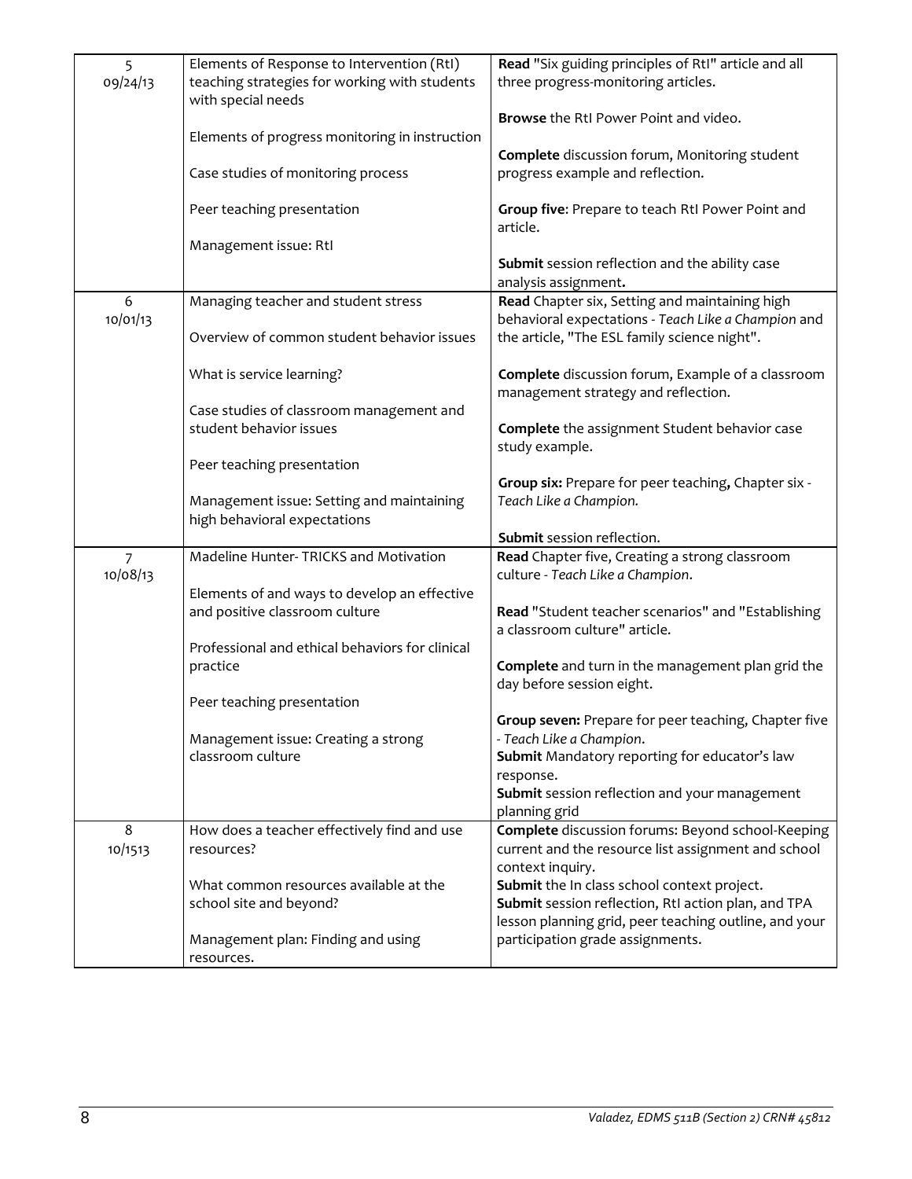| | | |
|---|---|---|
| 5<br>09/24/13 | Elements of Response to Intervention (RtI) teaching strategies for working with students with special needs<br><br>Elements of progress monitoring in instruction<br><br>Case studies of monitoring process<br><br>Peer teaching presentation<br><br>Management issue: RtI | **Read** "Six guiding principles of RtI" article and all three progress-monitoring articles.<br><br>**Browse** the RtI Power Point and video.<br><br>**Complete** discussion forum, Monitoring student progress example and reflection.<br><br>**Group five**: Prepare to teach RtI Power Point and article.<br><br>**Submit** session reflection and the ability case analysis assignment**.** |
| 6<br>10/01/13 | Managing teacher and student stress<br><br>Overview of common student behavior issues<br><br>What is service learning?<br><br>Case studies of classroom management and student behavior issues<br><br>Peer teaching presentation<br><br>Management issue: Setting and maintaining high behavioral expectations | **Read** Chapter six, Setting and maintaining high behavioral expectations - *Teach Like a Champion* and the article, "The ESL family science night".<br><br>**Complete** discussion forum, Example of a classroom management strategy and reflection.<br><br>**Complete** the assignment Student behavior case study example.<br><br>**Group six:** Prepare for peer teaching**,** Chapter six - *Teach Like a Champion.*<br><br>**Submit** session reflection. |
| 7<br>10/08/13 | Madeline Hunter- TRICKS and Motivation<br><br>Elements of and ways to develop an effective and positive classroom culture<br><br>Professional and ethical behaviors for clinical practice<br><br>Peer teaching presentation<br><br>Management issue: Creating a strong classroom culture | **Read** Chapter five, Creating a strong classroom culture - *Teach Like a Champion*.<br><br>**Read** "Student teacher scenarios" and "Establishing a classroom culture" article.<br><br>**Complete** and turn in the management plan grid the day before session eight.<br><br>**Group seven:** Prepare for peer teaching, Chapter five - *Teach Like a Champion*.<br>**Submit** Mandatory reporting for educator's law response.<br>**Submit** session reflection and your management planning grid |
| 8<br>10/1513 | How does a teacher effectively find and use resources?<br><br>What common resources available at the school site and beyond?<br><br>Management plan: Finding and using resources. | **Complete** discussion forums: Beyond school-Keeping current and the resource list assignment and school context inquiry.<br>**Submit** the In class school context project.<br>**Submit** session reflection, RtI action plan, and TPA lesson planning grid, peer teaching outline, and your participation grade assignments. |